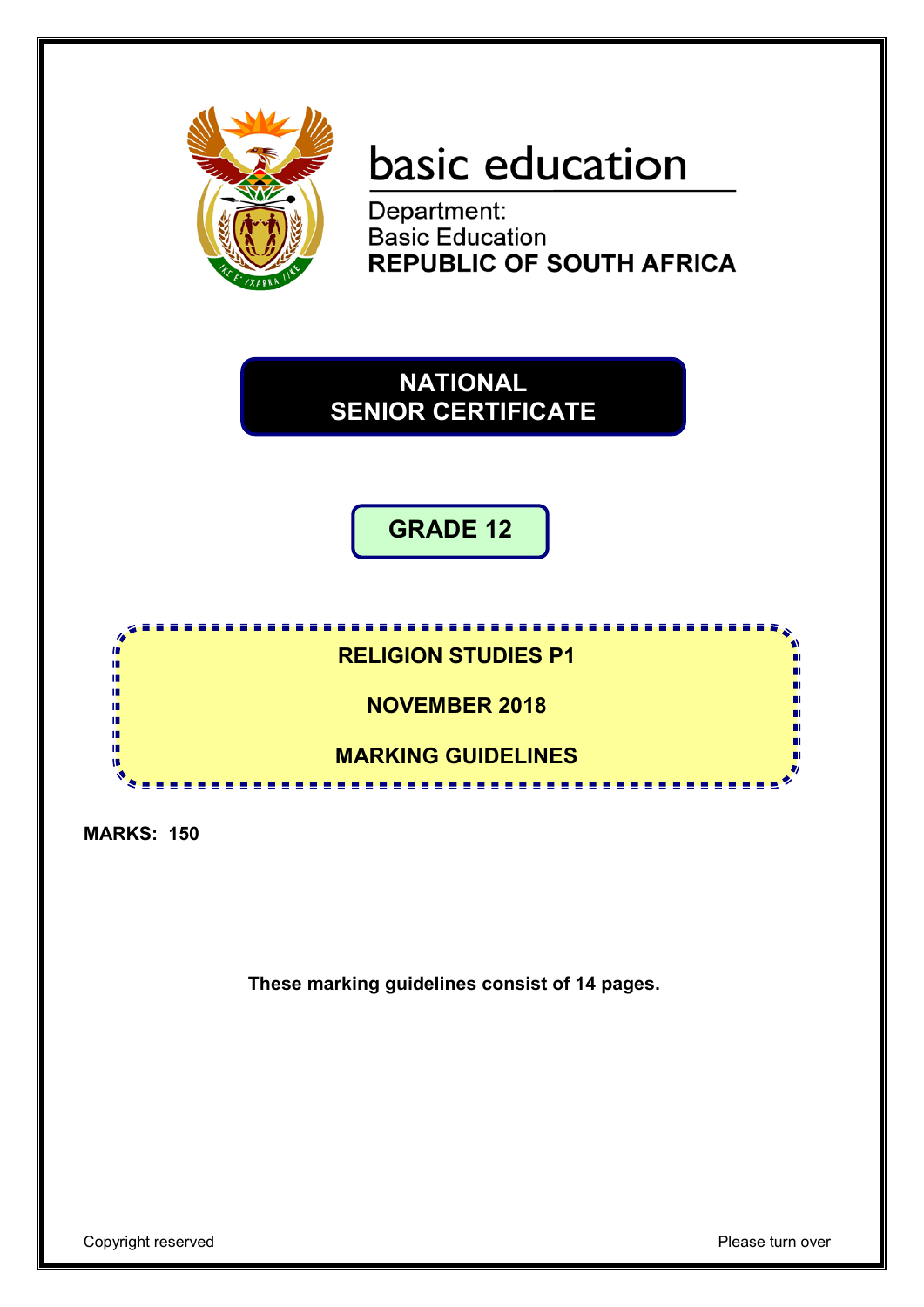basic education

Department:
Basic Education
**REPUBLIC OF SOUTH AFRICA**

# NATIONAL SENIOR CERTIFICATE

## GRADE 12

## RELIGION STUDIES P1

## NOVEMBER 2018

## MARKING GUIDELINES

**MARKS: 150**

**These marking guidelines consist of 14 pages.**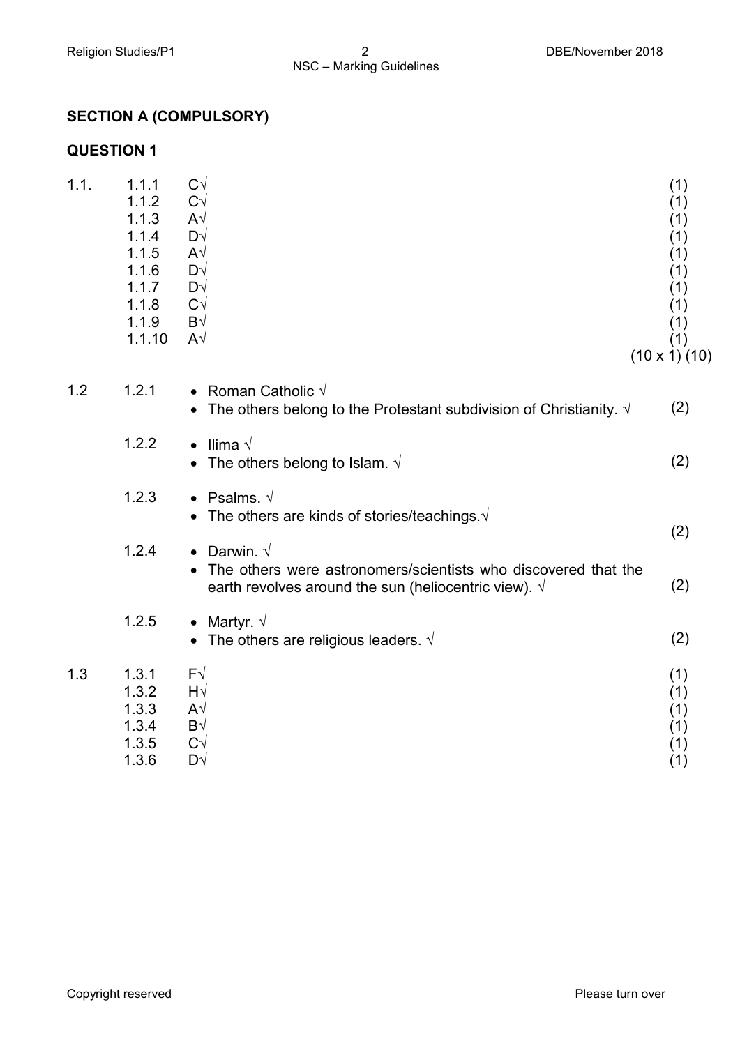## SECTION A (COMPULSORY)

## QUESTION 1

| | | | |
|---|---|---|---|
| 1.1. | 1.1.1 | C√ | (1) |
| | 1.1.2 | C√ | (1) |
| | 1.1.3 | A√ | (1) |
| | 1.1.4 | D√ | (1) |
| | 1.1.5 | A√ | (1) |
| | 1.1.6 | D√ | (1) |
| | 1.1.7 | D√ | (1) |
| | 1.1.8 | C√ | (1) |
| | 1.1.9 | B√ | (1) |
| | 1.1.10 | A√ | (1) |
| | | | (10 x 1) (10) |

1.2

1.2.1
- Roman Catholic √
- The others belong to the Protestant subdivision of Christianity. √ (2)

1.2.2
- Ilima √
- The others belong to Islam. √ (2)

1.2.3
- Psalms. √
- The others are kinds of stories/teachings.√ (2)

1.2.4
- Darwin. √
- The others were astronomers/scientists who discovered that the earth revolves around the sun (heliocentric view). √ (2)

1.2.5
- Martyr. √
- The others are religious leaders. √ (2)

| | | | |
|---|---|---|---|
| 1.3 | 1.3.1 | F√ | (1) |
| | 1.3.2 | H√ | (1) |
| | 1.3.3 | A√ | (1) |
| | 1.3.4 | B√ | (1) |
| | 1.3.5 | C√ | (1) |
| | 1.3.6 | D√ | (1) |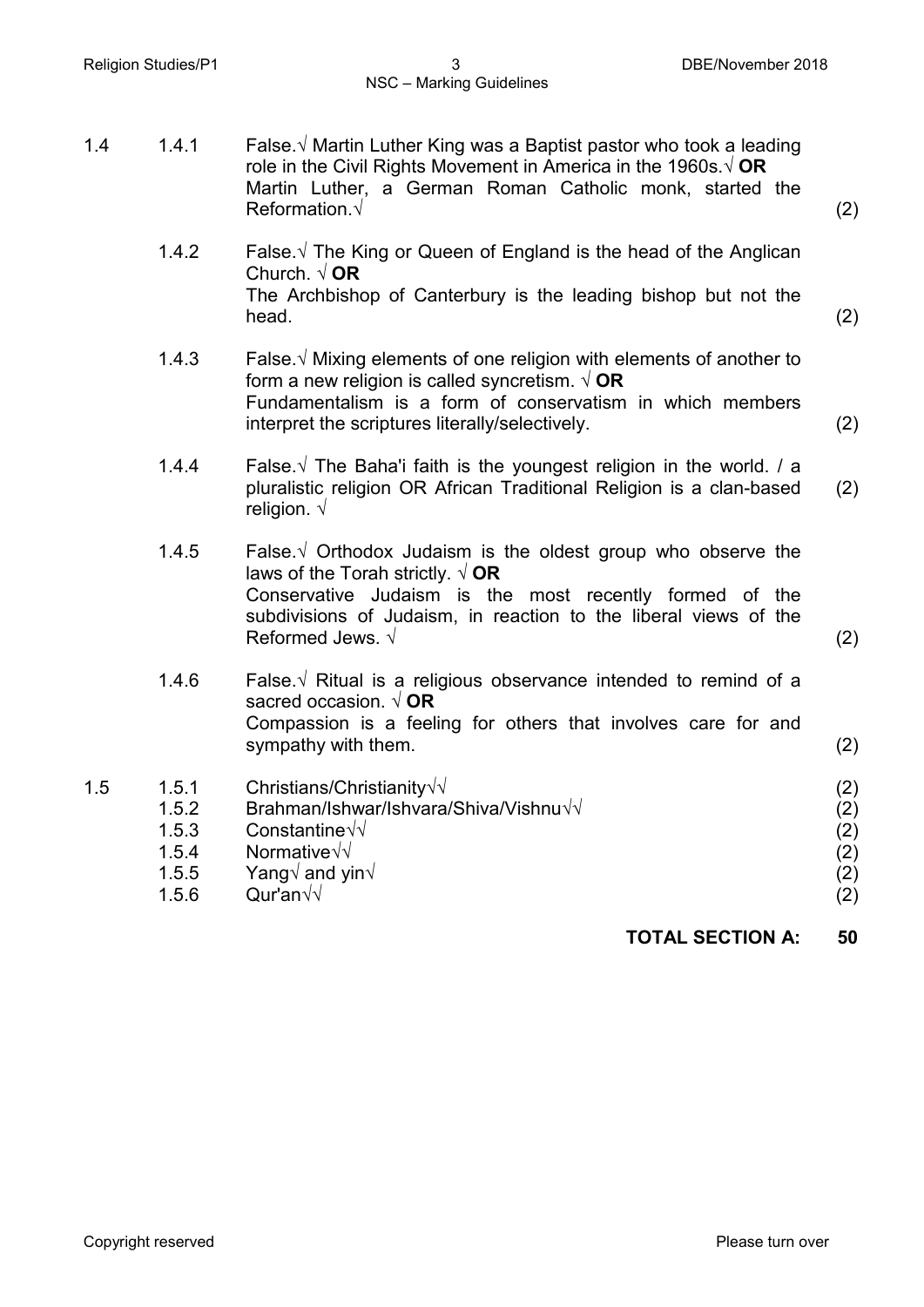1.4

1.4.1 False.√ Martin Luther King was a Baptist pastor who took a leading role in the Civil Rights Movement in America in the 1960s.√ **OR** Martin Luther, a German Roman Catholic monk, started the Reformation.√ (2)

1.4.2 False.√ The King or Queen of England is the head of the Anglican Church. √ **OR** The Archbishop of Canterbury is the leading bishop but not the head. (2)

1.4.3 False.√ Mixing elements of one religion with elements of another to form a new religion is called syncretism. √ **OR** Fundamentalism is a form of conservatism in which members interpret the scriptures literally/selectively. (2)

1.4.4 False.√ The Baha'i faith is the youngest religion in the world. / a pluralistic religion OR African Traditional Religion is a clan-based religion. √ (2)

1.4.5 False.√ Orthodox Judaism is the oldest group who observe the laws of the Torah strictly. √ **OR** Conservative Judaism is the most recently formed of the subdivisions of Judaism, in reaction to the liberal views of the Reformed Jews. √ (2)

1.4.6 False.√ Ritual is a religious observance intended to remind of a sacred occasion. √ **OR** Compassion is a feeling for others that involves care for and sympathy with them. (2)

1.5

1.5.1 Christians/Christianity√√ (2)

1.5.2 Brahman/Ishwar/Ishvara/Shiva/Vishnu√√ (2)

1.5.3 Constantine√√ (2)

1.5.4 Normative√√ (2)

1.5.5 Yang√ and yin√ (2)

1.5.6 Qur'an√√ (2)

**TOTAL SECTION A: 50**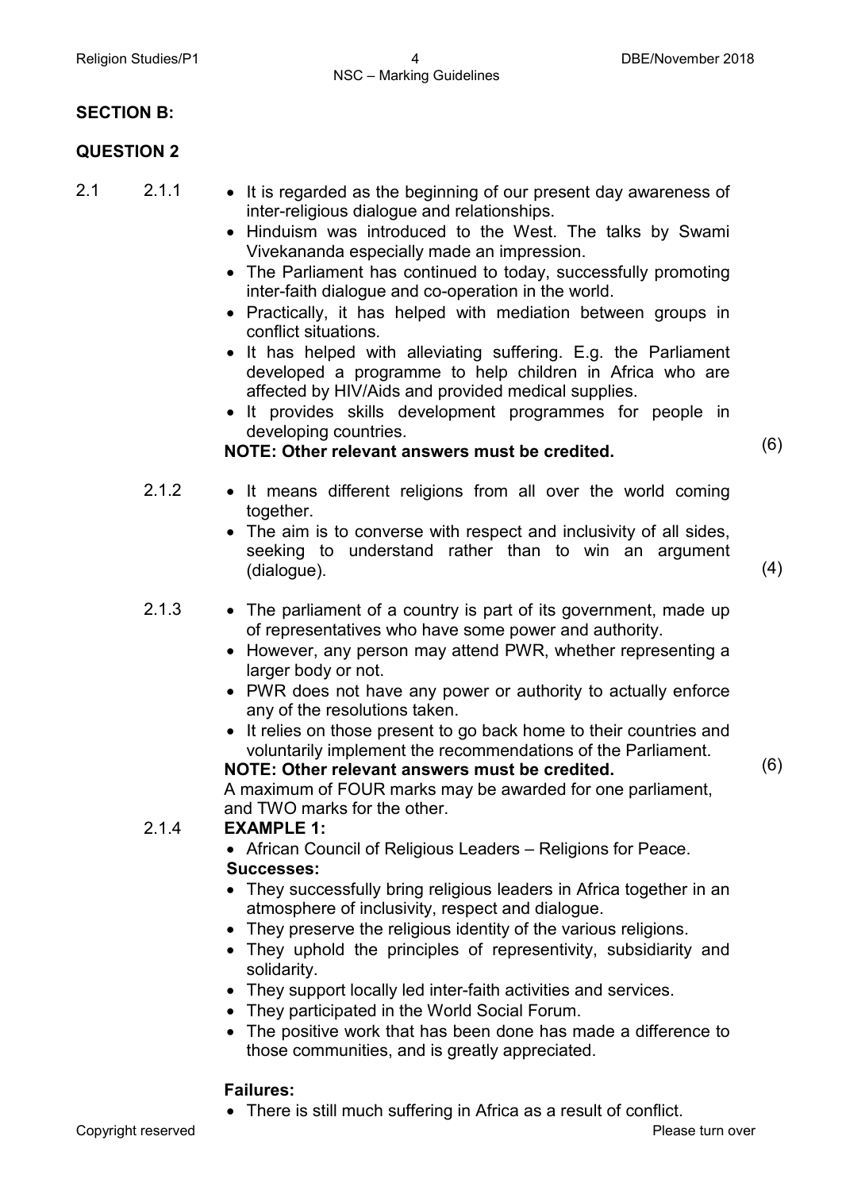## SECTION B:

## QUESTION 2

2.1

2.1.1

- It is regarded as the beginning of our present day awareness of inter-religious dialogue and relationships.
- Hinduism was introduced to the West. The talks by Swami Vivekananda especially made an impression.
- The Parliament has continued to today, successfully promoting inter-faith dialogue and co-operation in the world.
- Practically, it has helped with mediation between groups in conflict situations.
- It has helped with alleviating suffering. E.g. the Parliament developed a programme to help children in Africa who are affected by HIV/Aids and provided medical supplies.
- It provides skills development programmes for people in developing countries.

**NOTE: Other relevant answers must be credited.** (6)

2.1.2

- It means different religions from all over the world coming together.
- The aim is to converse with respect and inclusivity of all sides, seeking to understand rather than to win an argument (dialogue). (4)

2.1.3

- The parliament of a country is part of its government, made up of representatives who have some power and authority.
- However, any person may attend PWR, whether representing a larger body or not.
- PWR does not have any power or authority to actually enforce any of the resolutions taken.
- It relies on those present to go back home to their countries and voluntarily implement the recommendations of the Parliament.

**NOTE: Other relevant answers must be credited.**
A maximum of FOUR marks may be awarded for one parliament, and TWO marks for the other. (6)

2.1.4 **EXAMPLE 1:**

- African Council of Religious Leaders – Religions for Peace.

**Successes:**

- They successfully bring religious leaders in Africa together in an atmosphere of inclusivity, respect and dialogue.
- They preserve the religious identity of the various religions.
- They uphold the principles of representivity, subsidiarity and solidarity.
- They support locally led inter-faith activities and services.
- They participated in the World Social Forum.
- The positive work that has been done has made a difference to those communities, and is greatly appreciated.

**Failures:**

- There is still much suffering in Africa as a result of conflict.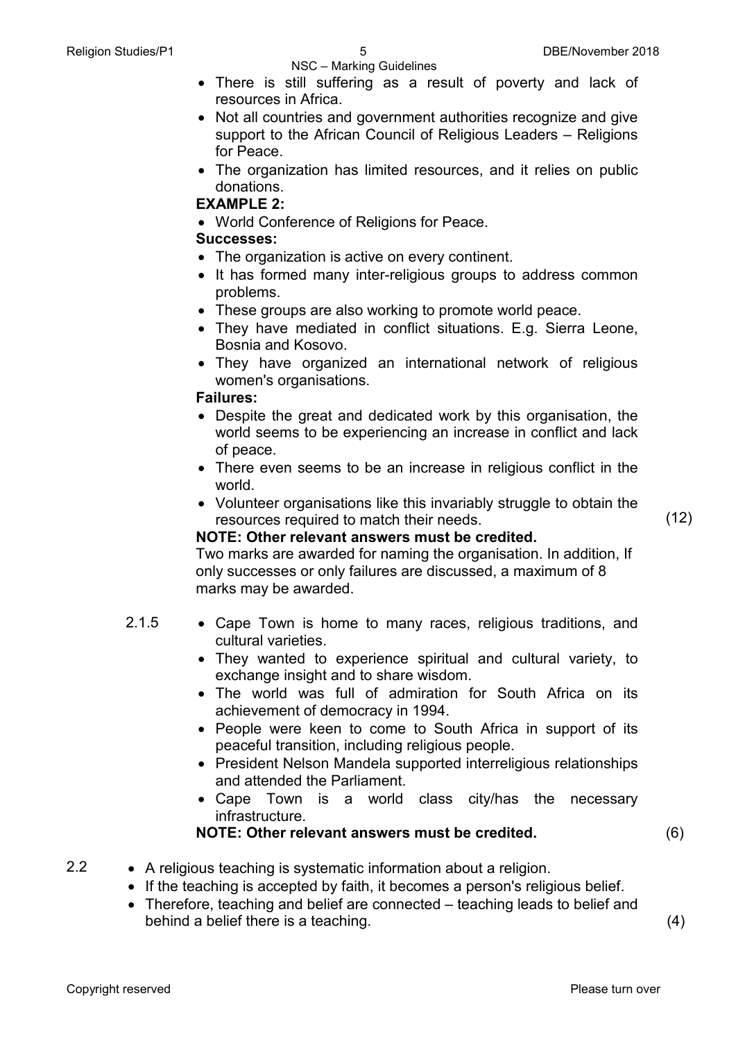- There is still suffering as a result of poverty and lack of resources in Africa.
- Not all countries and government authorities recognize and give support to the African Council of Religious Leaders – Religions for Peace.
- The organization has limited resources, and it relies on public donations.

**EXAMPLE 2:**

- World Conference of Religions for Peace.

**Successes:**

- The organization is active on every continent.
- It has formed many inter-religious groups to address common problems.
- These groups are also working to promote world peace.
- They have mediated in conflict situations. E.g. Sierra Leone, Bosnia and Kosovo.
- They have organized an international network of religious women's organisations.

**Failures:**

- Despite the great and dedicated work by this organisation, the world seems to be experiencing an increase in conflict and lack of peace.
- There even seems to be an increase in religious conflict in the world.
- Volunteer organisations like this invariably struggle to obtain the resources required to match their needs. (12)

**NOTE: Other relevant answers must be credited.**
Two marks are awarded for naming the organisation. In addition, If only successes or only failures are discussed, a maximum of 8 marks may be awarded.

2.1.5

- Cape Town is home to many races, religious traditions, and cultural varieties.
- They wanted to experience spiritual and cultural variety, to exchange insight and to share wisdom.
- The world was full of admiration for South Africa on its achievement of democracy in 1994.
- People were keen to come to South Africa in support of its peaceful transition, including religious people.
- President Nelson Mandela supported interreligious relationships and attended the Parliament.
- Cape Town is a world class city/has the necessary infrastructure.

**NOTE: Other relevant answers must be credited.** (6)

2.2

- A religious teaching is systematic information about a religion.
- If the teaching is accepted by faith, it becomes a person's religious belief.
- Therefore, teaching and belief are connected – teaching leads to belief and behind a belief there is a teaching. (4)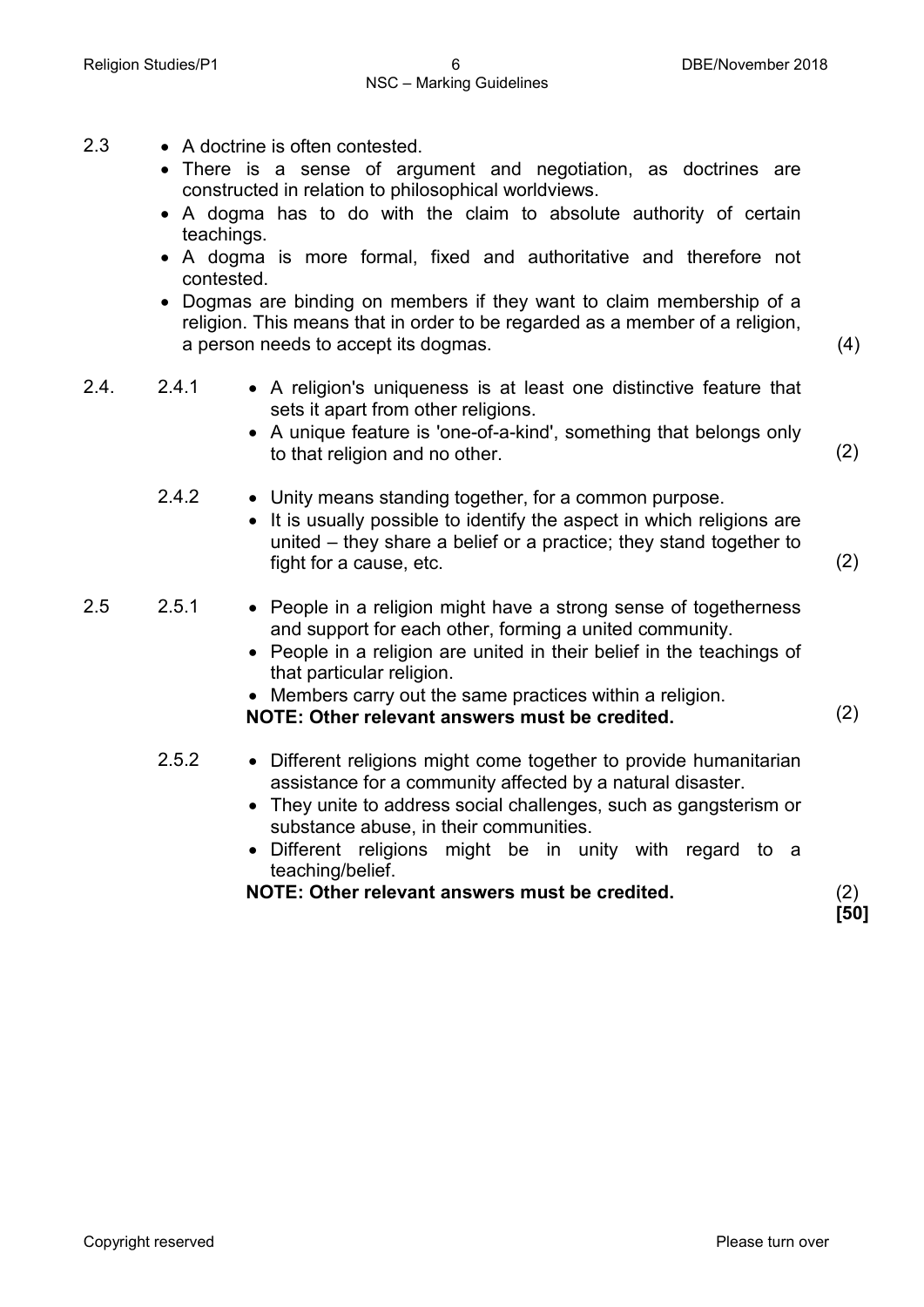2.3

- A doctrine is often contested.
- There is a sense of argument and negotiation, as doctrines are constructed in relation to philosophical worldviews.
- A dogma has to do with the claim to absolute authority of certain teachings.
- A dogma is more formal, fixed and authoritative and therefore not contested.
- Dogmas are binding on members if they want to claim membership of a religion. This means that in order to be regarded as a member of a religion, a person needs to accept its dogmas. (4)

2.4.

2.4.1

- A religion's uniqueness is at least one distinctive feature that sets it apart from other religions.
- A unique feature is 'one-of-a-kind', something that belongs only to that religion and no other. (2)

2.4.2

- Unity means standing together, for a common purpose.
- It is usually possible to identify the aspect in which religions are united – they share a belief or a practice; they stand together to fight for a cause, etc. (2)

2.5

2.5.1

- People in a religion might have a strong sense of togetherness and support for each other, forming a united community.
- People in a religion are united in their belief in the teachings of that particular religion.
- Members carry out the same practices within a religion.

**NOTE: Other relevant answers must be credited.** (2)

2.5.2

- Different religions might come together to provide humanitarian assistance for a community affected by a natural disaster.
- They unite to address social challenges, such as gangsterism or substance abuse, in their communities.
- Different religions might be in unity with regard to a teaching/belief.

**NOTE: Other relevant answers must be credited.** (2)

**[50]**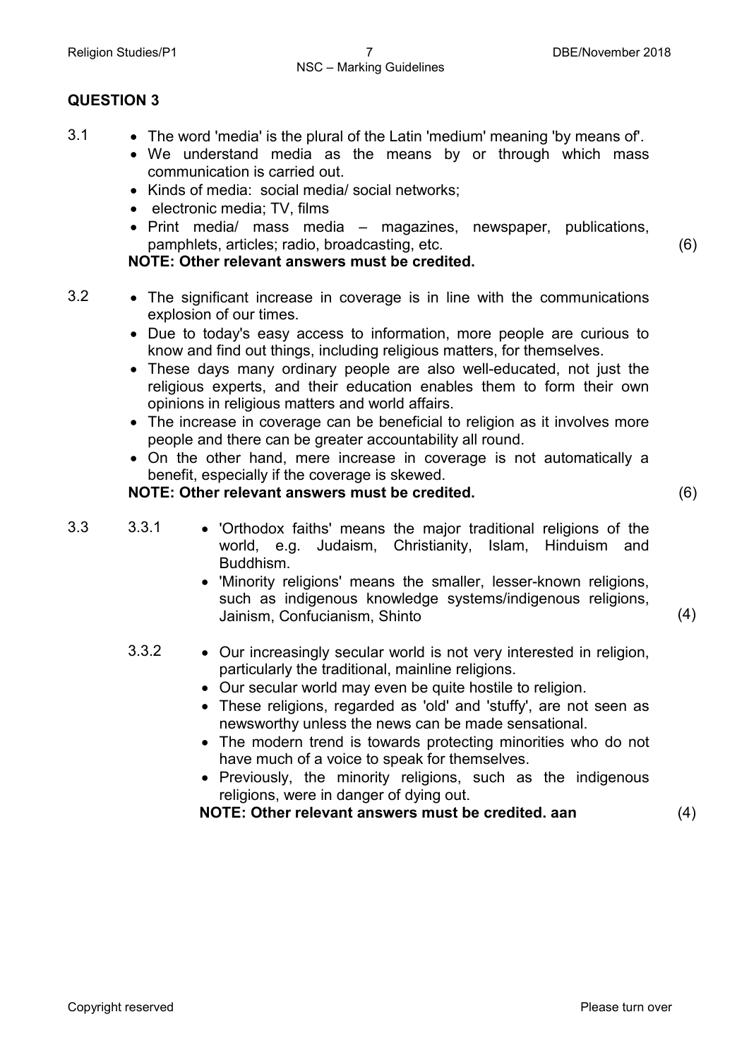## QUESTION 3

3.1
- The word 'media' is the plural of the Latin 'medium' meaning 'by means of'.
- We understand media as the means by or through which mass communication is carried out.
- Kinds of media: social media/ social networks;
- electronic media; TV, films
- Print media/ mass media – magazines, newspaper, publications, pamphlets, articles; radio, broadcasting, etc. (6)

**NOTE: Other relevant answers must be credited.**

3.2
- The significant increase in coverage is in line with the communications explosion of our times.
- Due to today's easy access to information, more people are curious to know and find out things, including religious matters, for themselves.
- These days many ordinary people are also well-educated, not just the religious experts, and their education enables them to form their own opinions in religious matters and world affairs.
- The increase in coverage can be beneficial to religion as it involves more people and there can be greater accountability all round.
- On the other hand, mere increase in coverage is not automatically a benefit, especially if the coverage is skewed.

**NOTE: Other relevant answers must be credited.** (6)

3.3

3.3.1
- 'Orthodox faiths' means the major traditional religions of the world, e.g. Judaism, Christianity, Islam, Hinduism and Buddhism.
- 'Minority religions' means the smaller, lesser-known religions, such as indigenous knowledge systems/indigenous religions, Jainism, Confucianism, Shinto (4)

3.3.2
- Our increasingly secular world is not very interested in religion, particularly the traditional, mainline religions.
- Our secular world may even be quite hostile to religion.
- These religions, regarded as 'old' and 'stuffy', are not seen as newsworthy unless the news can be made sensational.
- The modern trend is towards protecting minorities who do not have much of a voice to speak for themselves.
- Previously, the minority religions, such as the indigenous religions, were in danger of dying out.

**NOTE: Other relevant answers must be credited. aan** (4)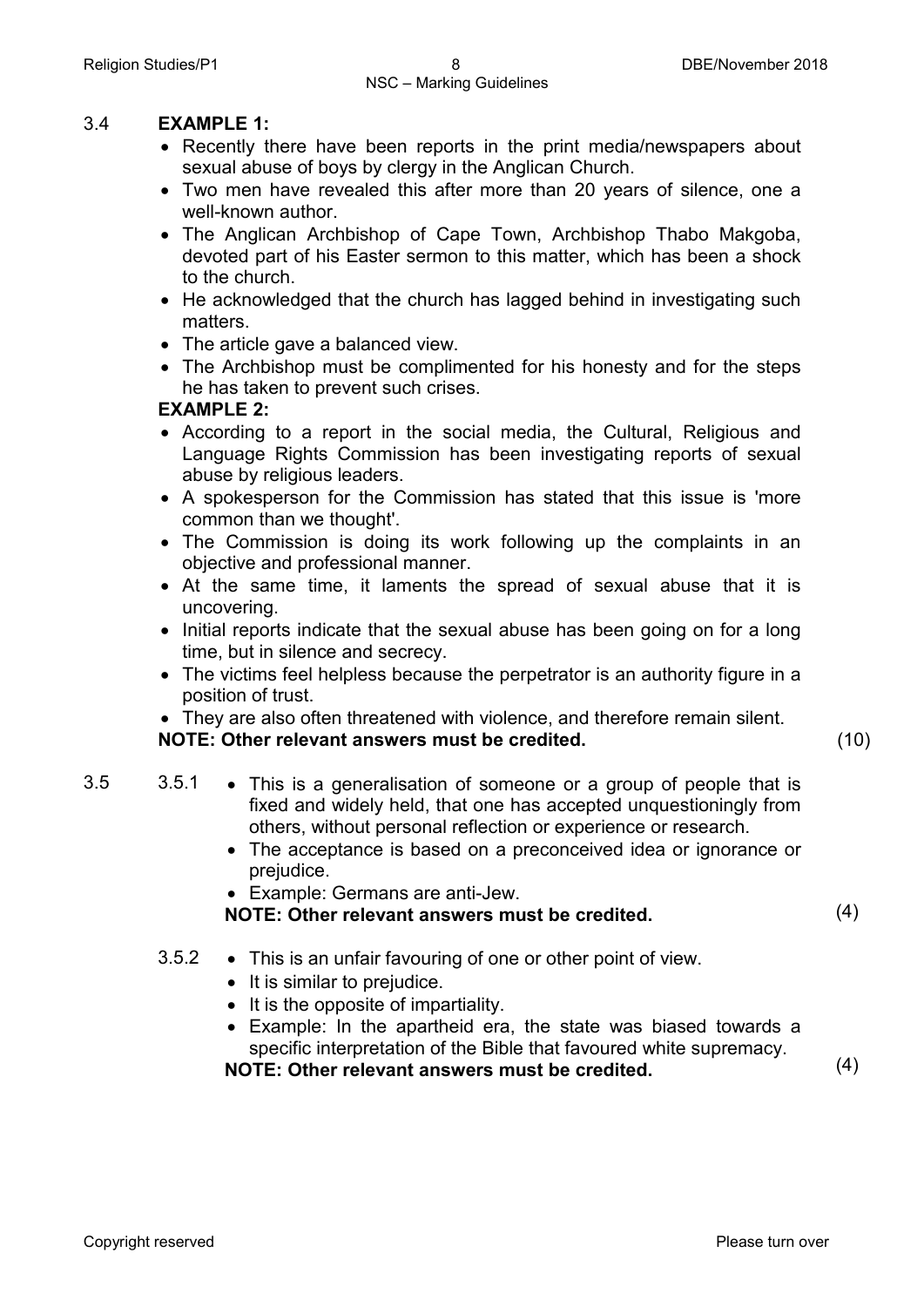3.4 **EXAMPLE 1:**

- Recently there have been reports in the print media/newspapers about sexual abuse of boys by clergy in the Anglican Church.
- Two men have revealed this after more than 20 years of silence, one a well-known author.
- The Anglican Archbishop of Cape Town, Archbishop Thabo Makgoba, devoted part of his Easter sermon to this matter, which has been a shock to the church.
- He acknowledged that the church has lagged behind in investigating such matters.
- The article gave a balanced view.
- The Archbishop must be complimented for his honesty and for the steps he has taken to prevent such crises.

**EXAMPLE 2:**

- According to a report in the social media, the Cultural, Religious and Language Rights Commission has been investigating reports of sexual abuse by religious leaders.
- A spokesperson for the Commission has stated that this issue is 'more common than we thought'.
- The Commission is doing its work following up the complaints in an objective and professional manner.
- At the same time, it laments the spread of sexual abuse that it is uncovering.
- Initial reports indicate that the sexual abuse has been going on for a long time, but in silence and secrecy.
- The victims feel helpless because the perpetrator is an authority figure in a position of trust.
- They are also often threatened with violence, and therefore remain silent.

**NOTE: Other relevant answers must be credited.** (10)

3.5 3.5.1

- This is a generalisation of someone or a group of people that is fixed and widely held, that one has accepted unquestioningly from others, without personal reflection or experience or research.
- The acceptance is based on a preconceived idea or ignorance or prejudice.
- Example: Germans are anti-Jew.

**NOTE: Other relevant answers must be credited.** (4)

3.5.2

- This is an unfair favouring of one or other point of view.
- It is similar to prejudice.
- It is the opposite of impartiality.
- Example: In the apartheid era, the state was biased towards a specific interpretation of the Bible that favoured white supremacy.

**NOTE: Other relevant answers must be credited.** (4)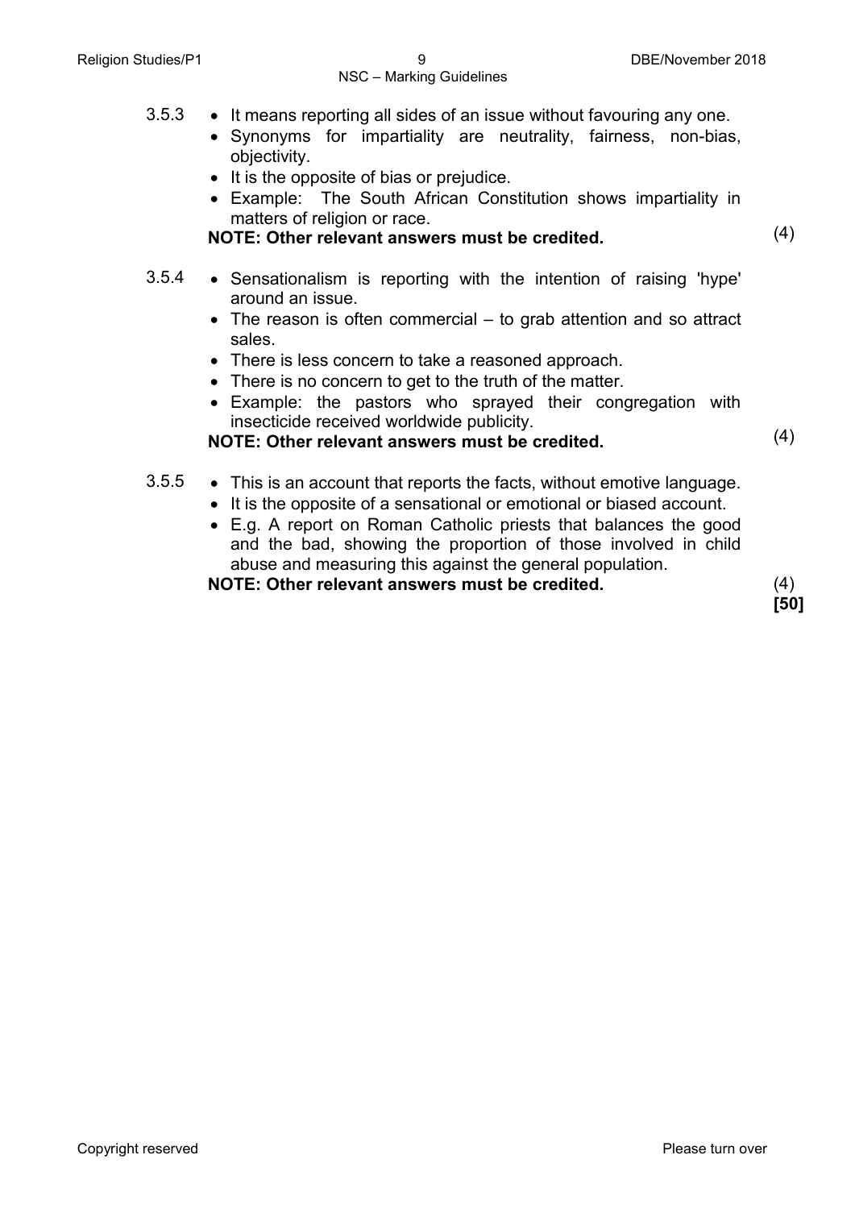3.5.3
- It means reporting all sides of an issue without favouring any one.
- Synonyms for impartiality are neutrality, fairness, non-bias, objectivity.
- It is the opposite of bias or prejudice.
- Example: The South African Constitution shows impartiality in matters of religion or race.

**NOTE: Other relevant answers must be credited.** (4)

3.5.4
- Sensationalism is reporting with the intention of raising 'hype' around an issue.
- The reason is often commercial – to grab attention and so attract sales.
- There is less concern to take a reasoned approach.
- There is no concern to get to the truth of the matter.
- Example: the pastors who sprayed their congregation with insecticide received worldwide publicity.

**NOTE: Other relevant answers must be credited.** (4)

3.5.5
- This is an account that reports the facts, without emotive language.
- It is the opposite of a sensational or emotional or biased account.
- E.g. A report on Roman Catholic priests that balances the good and the bad, showing the proportion of those involved in child abuse and measuring this against the general population.

**NOTE: Other relevant answers must be credited.** (4)

**[50]**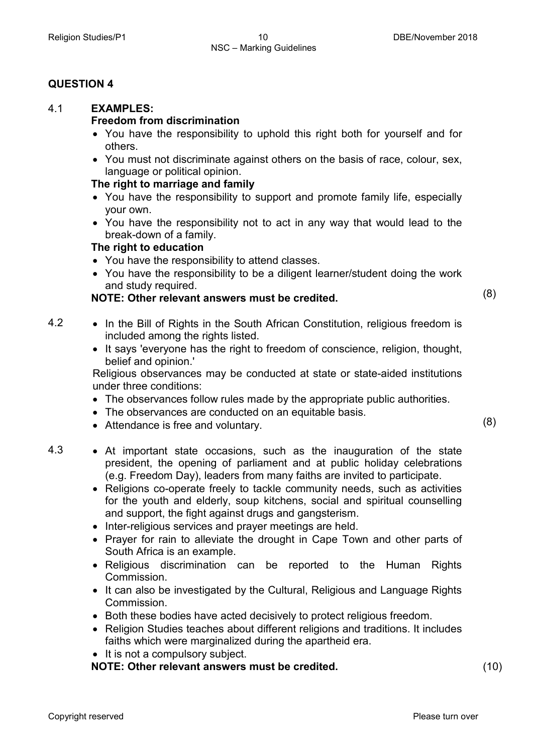## QUESTION 4

4.1 **EXAMPLES:**

**Freedom from discrimination**

- You have the responsibility to uphold this right both for yourself and for others.
- You must not discriminate against others on the basis of race, colour, sex, language or political opinion.

**The right to marriage and family**

- You have the responsibility to support and promote family life, especially your own.
- You have the responsibility not to act in any way that would lead to the break-down of a family.

**The right to education**

- You have the responsibility to attend classes.
- You have the responsibility to be a diligent learner/student doing the work and study required.

**NOTE: Other relevant answers must be credited.** (8)

4.2
- In the Bill of Rights in the South African Constitution, religious freedom is included among the rights listed.
- It says 'everyone has the right to freedom of conscience, religion, thought, belief and opinion.'

Religious observances may be conducted at state or state-aided institutions under three conditions:

- The observances follow rules made by the appropriate public authorities.
- The observances are conducted on an equitable basis.
- Attendance is free and voluntary. (8)

4.3
- At important state occasions, such as the inauguration of the state president, the opening of parliament and at public holiday celebrations (e.g. Freedom Day), leaders from many faiths are invited to participate.
- Religions co-operate freely to tackle community needs, such as activities for the youth and elderly, soup kitchens, social and spiritual counselling and support, the fight against drugs and gangsterism.
- Inter-religious services and prayer meetings are held.
- Prayer for rain to alleviate the drought in Cape Town and other parts of South Africa is an example.
- Religious discrimination can be reported to the Human Rights Commission.
- It can also be investigated by the Cultural, Religious and Language Rights Commission.
- Both these bodies have acted decisively to protect religious freedom.
- Religion Studies teaches about different religions and traditions. It includes faiths which were marginalized during the apartheid era.
- It is not a compulsory subject.

**NOTE: Other relevant answers must be credited.** (10)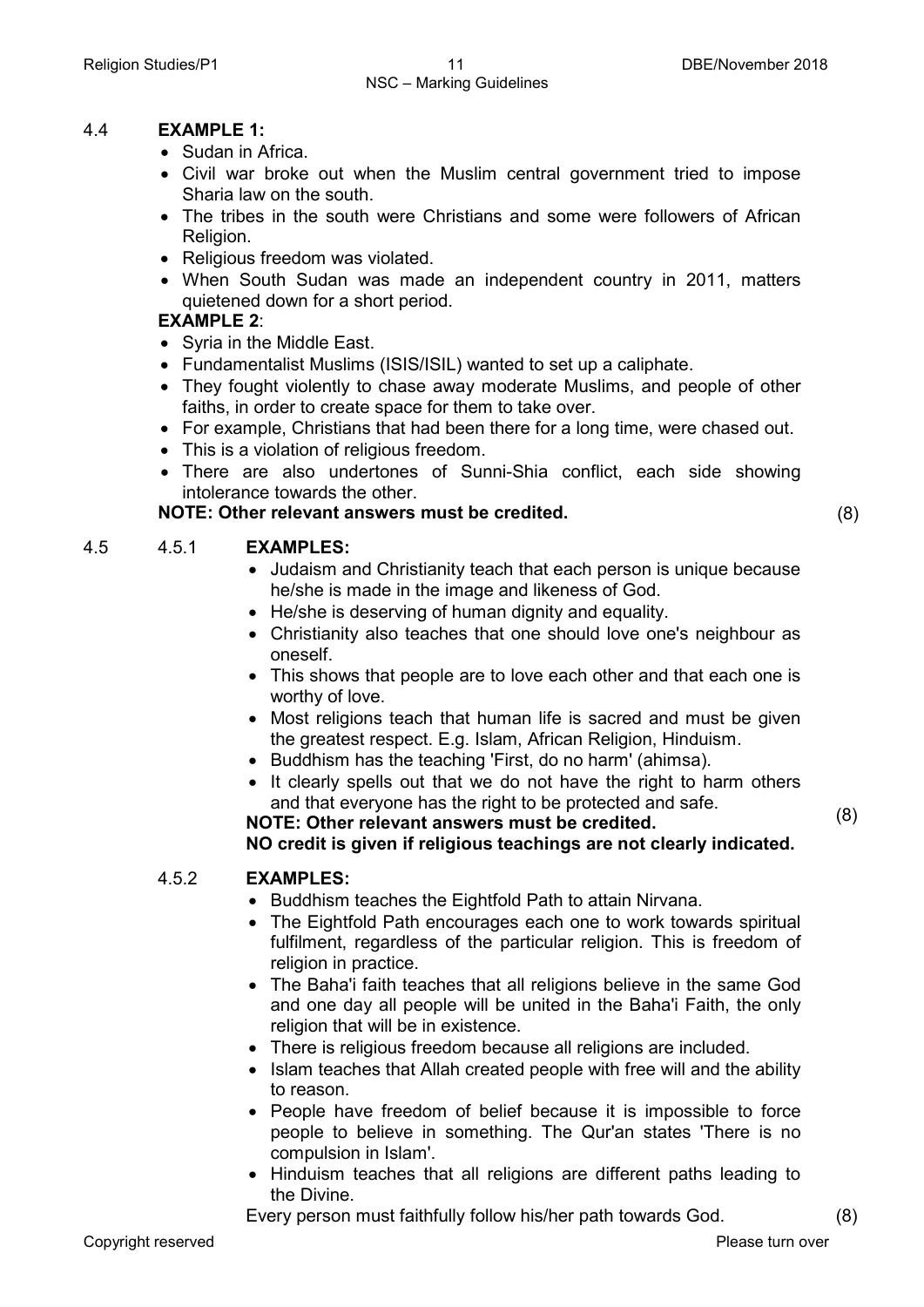4.4 **EXAMPLE 1:**

- Sudan in Africa.
- Civil war broke out when the Muslim central government tried to impose Sharia law on the south.
- The tribes in the south were Christians and some were followers of African Religion.
- Religious freedom was violated.
- When South Sudan was made an independent country in 2011, matters quietened down for a short period.

**EXAMPLE 2**:

- Syria in the Middle East.
- Fundamentalist Muslims (ISIS/ISIL) wanted to set up a caliphate.
- They fought violently to chase away moderate Muslims, and people of other faiths, in order to create space for them to take over.
- For example, Christians that had been there for a long time, were chased out.
- This is a violation of religious freedom.
- There are also undertones of Sunni-Shia conflict, each side showing intolerance towards the other.

**NOTE: Other relevant answers must be credited.** (8)

4.5 4.5.1 **EXAMPLES:**

- Judaism and Christianity teach that each person is unique because he/she is made in the image and likeness of God.
- He/she is deserving of human dignity and equality.
- Christianity also teaches that one should love one's neighbour as oneself.
- This shows that people are to love each other and that each one is worthy of love.
- Most religions teach that human life is sacred and must be given the greatest respect. E.g. Islam, African Religion, Hinduism.
- Buddhism has the teaching 'First, do no harm' (ahimsa).
- It clearly spells out that we do not have the right to harm others and that everyone has the right to be protected and safe.

**NOTE: Other relevant answers must be credited.**
**NO credit is given if religious teachings are not clearly indicated.** (8)

4.5.2 **EXAMPLES:**

- Buddhism teaches the Eightfold Path to attain Nirvana.
- The Eightfold Path encourages each one to work towards spiritual fulfilment, regardless of the particular religion. This is freedom of religion in practice.
- The Baha'i faith teaches that all religions believe in the same God and one day all people will be united in the Baha'i Faith, the only religion that will be in existence.
- There is religious freedom because all religions are included.
- Islam teaches that Allah created people with free will and the ability to reason.
- People have freedom of belief because it is impossible to force people to believe in something. The Qur'an states 'There is no compulsion in Islam'.
- Hinduism teaches that all religions are different paths leading to the Divine.

Every person must faithfully follow his/her path towards God. (8)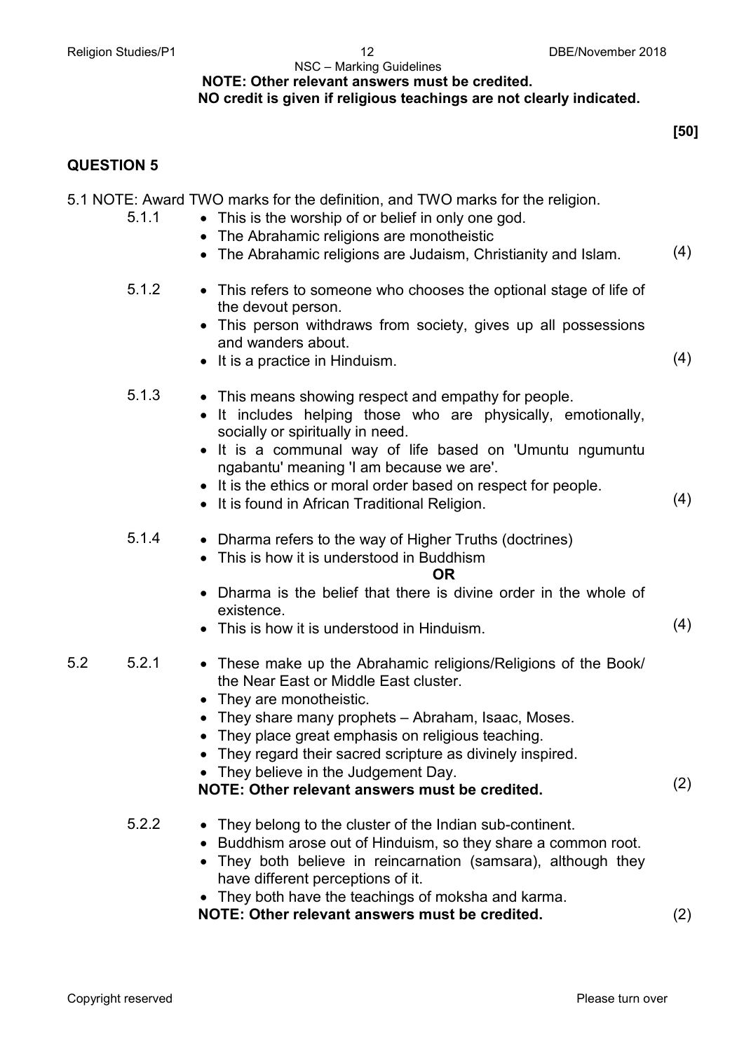**NOTE: Other relevant answers must be credited.**
**NO credit is given if religious teachings are not clearly indicated.**

**[50]**

## QUESTION 5

5.1 NOTE: Award TWO marks for the definition, and TWO marks for the religion.

5.1.1
- This is the worship of or belief in only one god.
- The Abrahamic religions are monotheistic
- The Abrahamic religions are Judaism, Christianity and Islam. (4)

5.1.2
- This refers to someone who chooses the optional stage of life of the devout person.
- This person withdraws from society, gives up all possessions and wanders about.
- It is a practice in Hinduism. (4)

5.1.3
- This means showing respect and empathy for people.
- It includes helping those who are physically, emotionally, socially or spiritually in need.
- It is a communal way of life based on 'Umuntu ngumuntu ngabantu' meaning 'I am because we are'.
- It is the ethics or moral order based on respect for people.
- It is found in African Traditional Religion. (4)

5.1.4
- Dharma refers to the way of Higher Truths (doctrines)
- This is how it is understood in Buddhism

**OR**

- Dharma is the belief that there is divine order in the whole of existence.
- This is how it is understood in Hinduism. (4)

5.2

5.2.1
- These make up the Abrahamic religions/Religions of the Book/ the Near East or Middle East cluster.
- They are monotheistic.
- They share many prophets – Abraham, Isaac, Moses.
- They place great emphasis on religious teaching.
- They regard their sacred scripture as divinely inspired.
- They believe in the Judgement Day.

**NOTE: Other relevant answers must be credited.** (2)

5.2.2
- They belong to the cluster of the Indian sub-continent.
- Buddhism arose out of Hinduism, so they share a common root.
- They both believe in reincarnation (samsara), although they have different perceptions of it.
- They both have the teachings of moksha and karma.

**NOTE: Other relevant answers must be credited.** (2)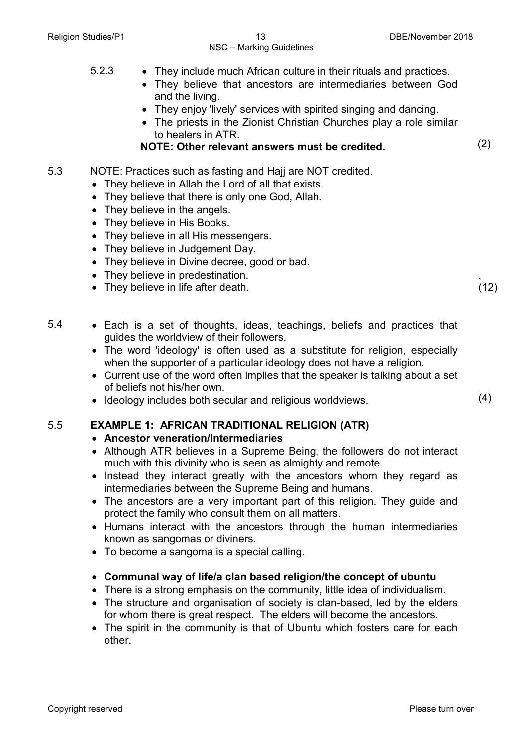5.2.3

- They include much African culture in their rituals and practices.
- They believe that ancestors are intermediaries between God and the living.
- They enjoy 'lively' services with spirited singing and dancing.
- The priests in the Zionist Christian Churches play a role similar to healers in ATR.

**NOTE: Other relevant answers must be credited.** (2)

5.3 NOTE: Practices such as fasting and Hajj are NOT credited.

- They believe in Allah the Lord of all that exists.
- They believe that there is only one God, Allah.
- They believe in the angels.
- They believe in His Books.
- They believe in all His messengers.
- They believe in Judgement Day.
- They believe in Divine decree, good or bad.
- They believe in predestination.
- They believe in life after death.

(12)

5.4

- Each is a set of thoughts, ideas, teachings, beliefs and practices that guides the worldview of their followers.
- The word 'ideology' is often used as a substitute for religion, especially when the supporter of a particular ideology does not have a religion.
- Current use of the word often implies that the speaker is talking about a set of beliefs not his/her own.
- Ideology includes both secular and religious worldviews.

(4)

5.5 **EXAMPLE 1: AFRICAN TRADITIONAL RELIGION (ATR)**

- **Ancestor veneration/Intermediaries**
- Although ATR believes in a Supreme Being, the followers do not interact much with this divinity who is seen as almighty and remote.
- Instead they interact greatly with the ancestors whom they regard as intermediaries between the Supreme Being and humans.
- The ancestors are a very important part of this religion. They guide and protect the family who consult them on all matters.
- Humans interact with the ancestors through the human intermediaries known as sangomas or diviners.
- To become a sangoma is a special calling.

- **Communal way of life/a clan based religion/the concept of ubuntu**
- There is a strong emphasis on the community, little idea of individualism.
- The structure and organisation of society is clan-based, led by the elders for whom there is great respect. The elders will become the ancestors.
- The spirit in the community is that of Ubuntu which fosters care for each other.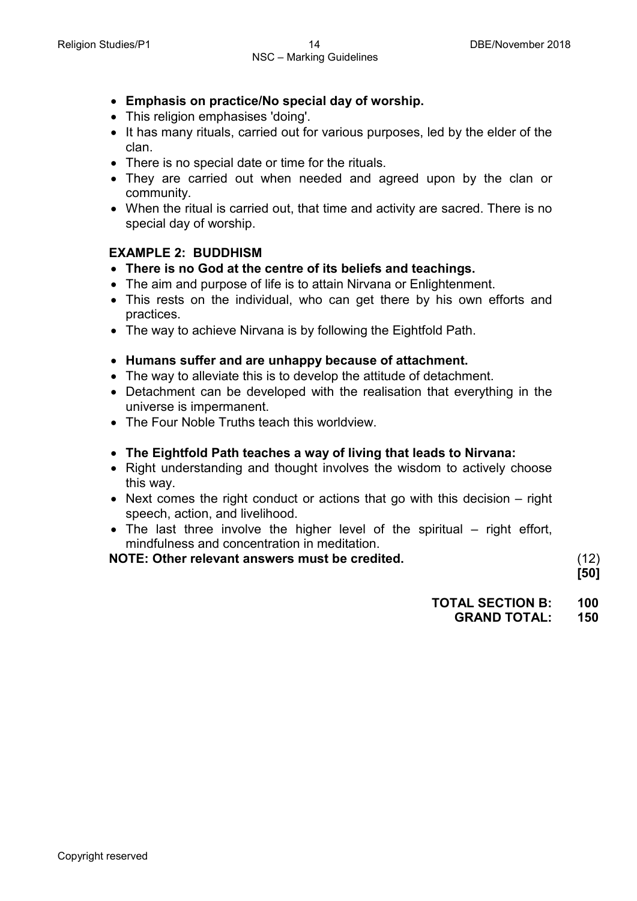- **Emphasis on practice/No special day of worship.**
- This religion emphasises 'doing'.
- It has many rituals, carried out for various purposes, led by the elder of the clan.
- There is no special date or time for the rituals.
- They are carried out when needed and agreed upon by the clan or community.
- When the ritual is carried out, that time and activity are sacred. There is no special day of worship.

**EXAMPLE 2: BUDDHISM**

- **There is no God at the centre of its beliefs and teachings.**
- The aim and purpose of life is to attain Nirvana or Enlightenment.
- This rests on the individual, who can get there by his own efforts and practices.
- The way to achieve Nirvana is by following the Eightfold Path.

- **Humans suffer and are unhappy because of attachment.**
- The way to alleviate this is to develop the attitude of detachment.
- Detachment can be developed with the realisation that everything in the universe is impermanent.
- The Four Noble Truths teach this worldview.

- **The Eightfold Path teaches a way of living that leads to Nirvana:**
- Right understanding and thought involves the wisdom to actively choose this way.
- Next comes the right conduct or actions that go with this decision – right speech, action, and livelihood.
- The last three involve the higher level of the spiritual – right effort, mindfulness and concentration in meditation.

**NOTE: Other relevant answers must be credited.** (12)

**[50]**

**TOTAL SECTION B: 100**

**GRAND TOTAL: 150**